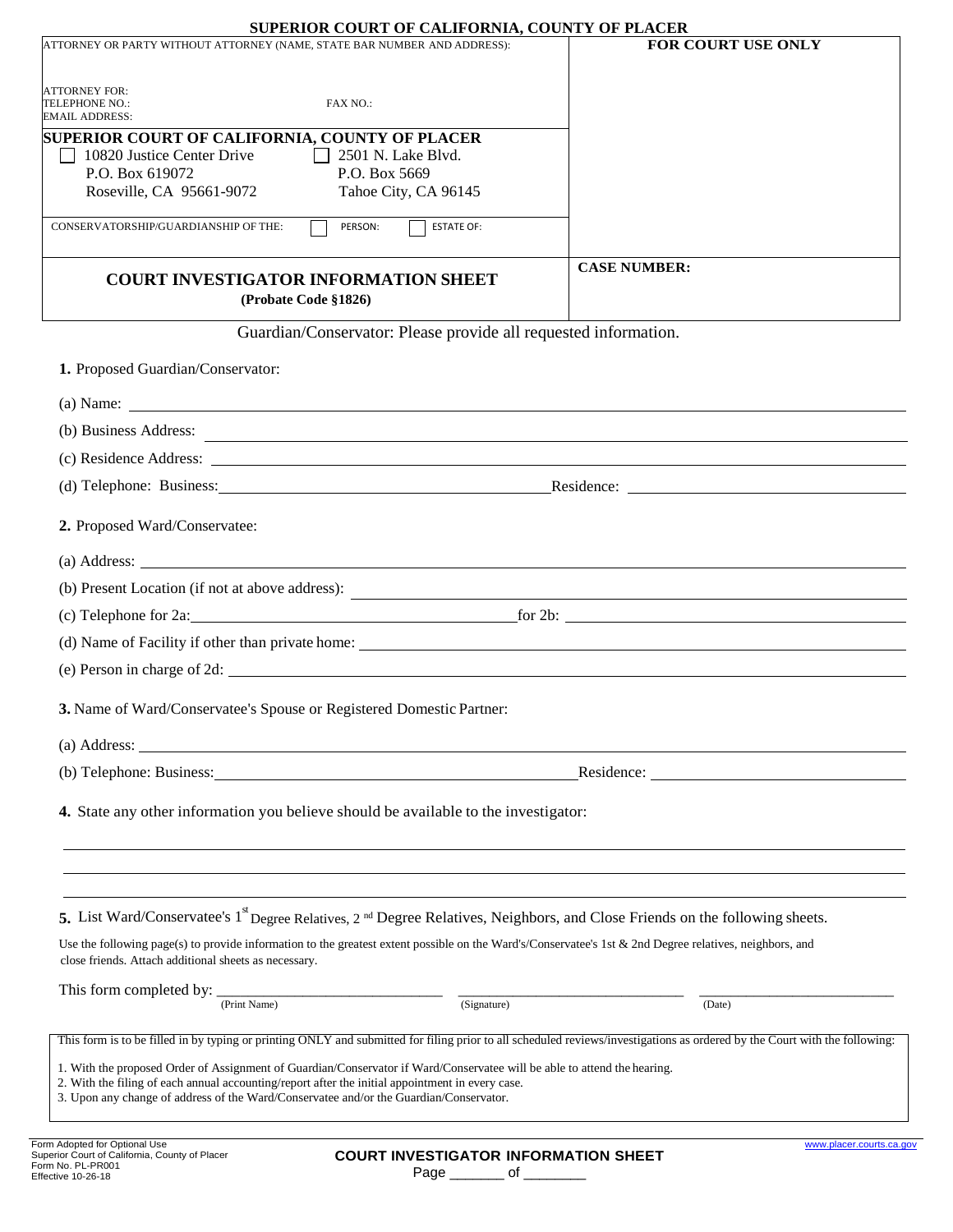# SUPERIOR COURT OF CALIFORNIA, COUNTY OF PLACER

| ATTORNEY OR PARTY WITHOUT ATTORNEY (NAME, STATE BAR NUMBER AND ADDRESS): | FOR COURT USE ONLY |
|---|---|
| ATTORNEY FOR:<br>TELEPHONE NO.: FAX NO.:<br>EMAIL ADDRESS: | |
| **SUPERIOR COURT OF CALIFORNIA, COUNTY OF PLACER**<br>☐ 10820 Justice Center Drive, P.O. Box 619072, Roseville, CA 95661-9072<br>☐ 2501 N. Lake Blvd., P.O. Box 5669, Tahoe City, CA 96145 | |
| CONSERVATORSHIP/GUARDIANSHIP OF THE: ☐ PERSON: ☐ ESTATE OF: | |
| **COURT INVESTIGATOR INFORMATION SHEET**<br>**(Probate Code §1826)** | **CASE NUMBER:** |

Guardian/Conservator: Please provide all requested information.

**1.** Proposed Guardian/Conservator:

(a) Name: ____________________

(b) Business Address: ____________________

(c) Residence Address: ____________________

(d) Telephone: Business: ____________________ Residence: ____________________

**2.** Proposed Ward/Conservatee:

(a) Address: ____________________

(b) Present Location (if not at above address): ____________________

(c) Telephone for 2a: ____________________ for 2b: ____________________

(d) Name of Facility if other than private home: ____________________

(e) Person in charge of 2d: ____________________

**3.** Name of Ward/Conservatee's Spouse or Registered Domestic Partner:

(a) Address: ____________________

(b) Telephone: Business: ____________________ Residence: ____________________

**4.** State any other information you believe should be available to the investigator:

____________________

____________________

____________________

**5.** List Ward/Conservatee's 1st Degree Relatives, 2nd Degree Relatives, Neighbors, and Close Friends on the following sheets.

Use the following page(s) to provide information to the greatest extent possible on the Ward's/Conservatee's 1st & 2nd Degree relatives, neighbors, and close friends. Attach additional sheets as necessary.

This form completed by: ____________________ ____________________ ____________________
(Print Name) (Signature) (Date)

This form is to be filled in by typing or printing ONLY and submitted for filing prior to all scheduled reviews/investigations as ordered by the Court with the following:

1. With the proposed Order of Assignment of Guardian/Conservator if Ward/Conservatee will be able to attend the hearing.
2. With the filing of each annual accounting/report after the initial appointment in every case.
3. Upon any change of address of the Ward/Conservatee and/or the Guardian/Conservator.

Form Adopted for Optional Use
Superior Court of California, County of Placer
Form No. PL-PR001
Effective 10-26-18

**COURT INVESTIGATOR INFORMATION SHEET**

www.placer.courts.ca.gov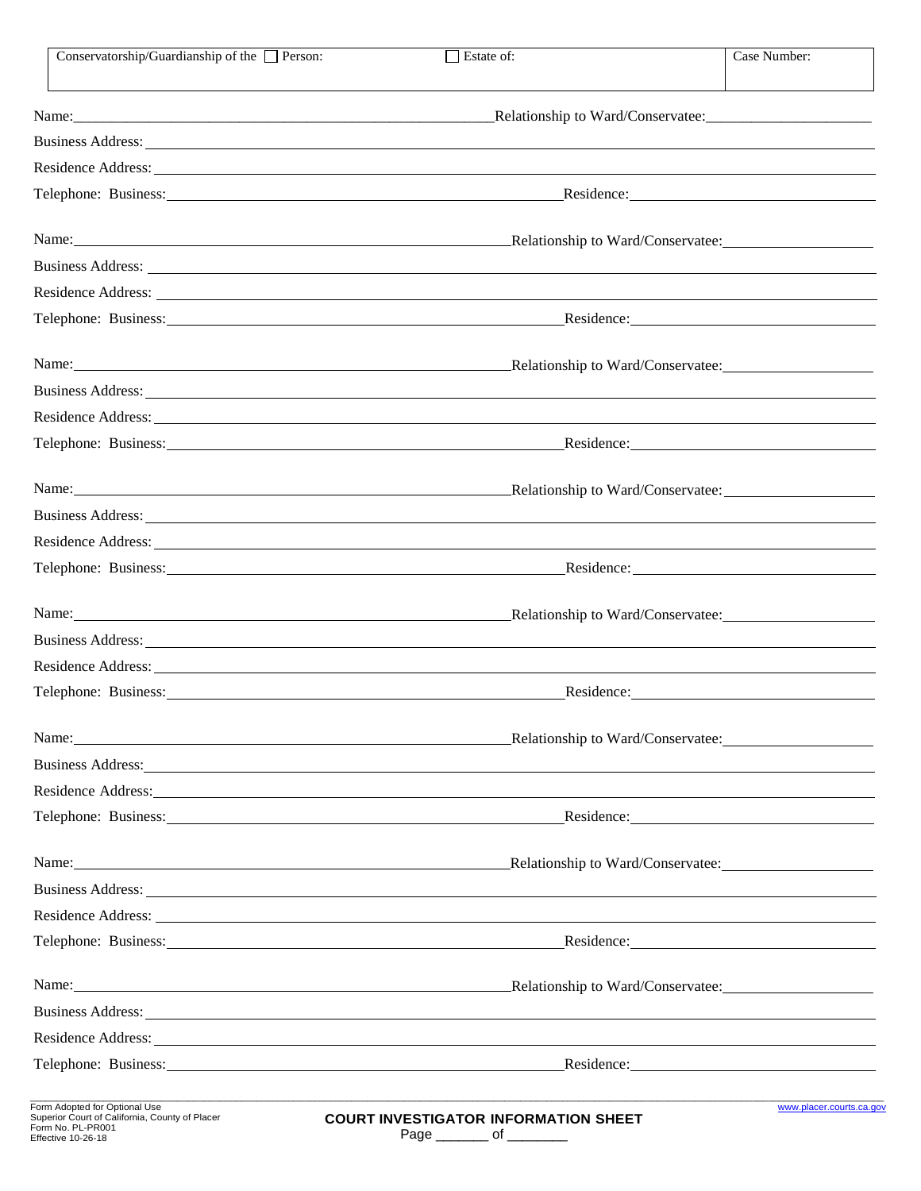| Conservatorship/Guardianship of the ☐ Person: | ☐ Estate of: | Case Number: |
| --- | --- | --- |
| | | |

Name: ______________________ Relationship to Ward/Conservatee: ______________________

Business Address: ______________________

Residence Address: ______________________

Telephone: Business: ______________________ Residence: ______________________

Name: ______________________ Relationship to Ward/Conservatee: ______________________

Business Address: ______________________

Residence Address: ______________________

Telephone: Business: ______________________ Residence: ______________________

Name: ______________________ Relationship to Ward/Conservatee: ______________________

Business Address: ______________________

Residence Address: ______________________

Telephone: Business: ______________________ Residence: ______________________

Name: ______________________ Relationship to Ward/Conservatee: ______________________

Business Address: ______________________

Residence Address: ______________________

Telephone: Business: ______________________ Residence: ______________________

Name: ______________________ Relationship to Ward/Conservatee: ______________________

Business Address: ______________________

Residence Address: ______________________

Telephone: Business: ______________________ Residence: ______________________

Name: ______________________ Relationship to Ward/Conservatee: ______________________

Business Address: ______________________

Residence Address: ______________________

Telephone: Business: ______________________ Residence: ______________________

Name: ______________________ Relationship to Ward/Conservatee: ______________________

Business Address: ______________________

Residence Address: ______________________

Telephone: Business: ______________________ Residence: ______________________

Name: ______________________ Relationship to Ward/Conservatee: ______________________

Business Address: ______________________

Residence Address: ______________________

Telephone: Business: ______________________ Residence: ______________________

Form Adopted for Optional Use
Superior Court of California, County of Placer
Form No. PL-PR001
Effective 10-26-18

**COURT INVESTIGATOR INFORMATION SHEET**

Page _______ of ________

www.placer.courts.ca.gov